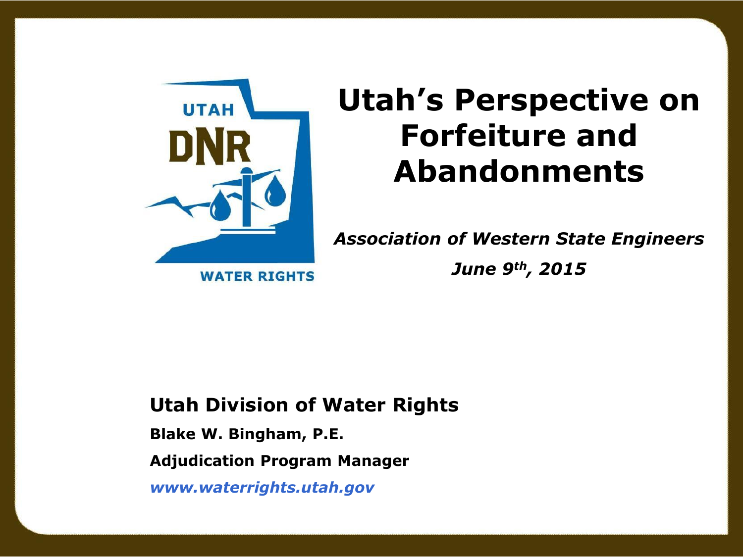# Utah's Perspective on Forfeiture and Abandonments

***Association of Western State Engineers***

***June 9th, 2015***

**Utah Division of Water Rights**

**Blake W. Bingham, P.E.**

**Adjudication Program Manager**

***www.waterrights.utah.gov***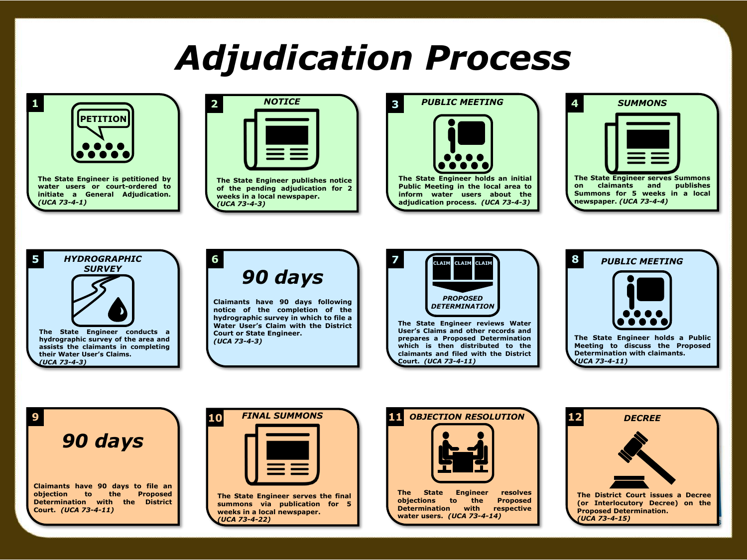# Adjudication Process

**1**

PETITION

**The State Engineer is petitioned by water users or court-ordered to initiate a General Adjudication.** ***(UCA 73-4-1)***

**2** ***NOTICE***

**The State Engineer publishes notice of the pending adjudication for 2 weeks in a local newspaper.** ***(UCA 73-4-3)***

**3** ***PUBLIC MEETING***

**The State Engineer holds an initial Public Meeting in the local area to inform water users about the adjudication process.** ***(UCA 73-4-3)***

**4** ***SUMMONS***

**The State Engineer serves Summons on claimants and publishes Summons for 5 weeks in a local newspaper.** ***(UCA 73-4-4)***

**5** ***HYDROGRAPHIC SURVEY***

**The State Engineer conducts a hydrographic survey of the area and assists the claimants in completing their Water User's Claims.** ***(UCA 73-4-3)***

**6**

***90 days***

**Claimants have 90 days following notice of the completion of the hydrographic survey in which to file a Water User's Claim with the District Court or State Engineer.** ***(UCA 73-4-3)***

**7**

CLAIM CLAIM CLAIM

***PROPOSED DETERMINATION***

**The State Engineer reviews Water User's Claims and other records and prepares a Proposed Determination which is then distributed to the claimants and filed with the District Court.** ***(UCA 73-4-11)***

**8** ***PUBLIC MEETING***

**The State Engineer holds a Public Meeting to discuss the Proposed Determination with claimants.** ***(UCA 73-4-11)***

**9**

***90 days***

**Claimants have 90 days to file an objection to the Proposed Determination with the District Court.** ***(UCA 73-4-11)***

**10** ***FINAL SUMMONS***

**The State Engineer serves the final summons via publication for 5 weeks in a local newspaper.** ***(UCA 73-4-22)***

**11** ***OBJECTION RESOLUTION***

**The State Engineer resolves objections to the Proposed Determination with respective water users.** ***(UCA 73-4-14)***

**12** ***DECREE***

**The District Court issues a Decree (or Interlocutory Decree) on the Proposed Determination.** ***(UCA 73-4-15)***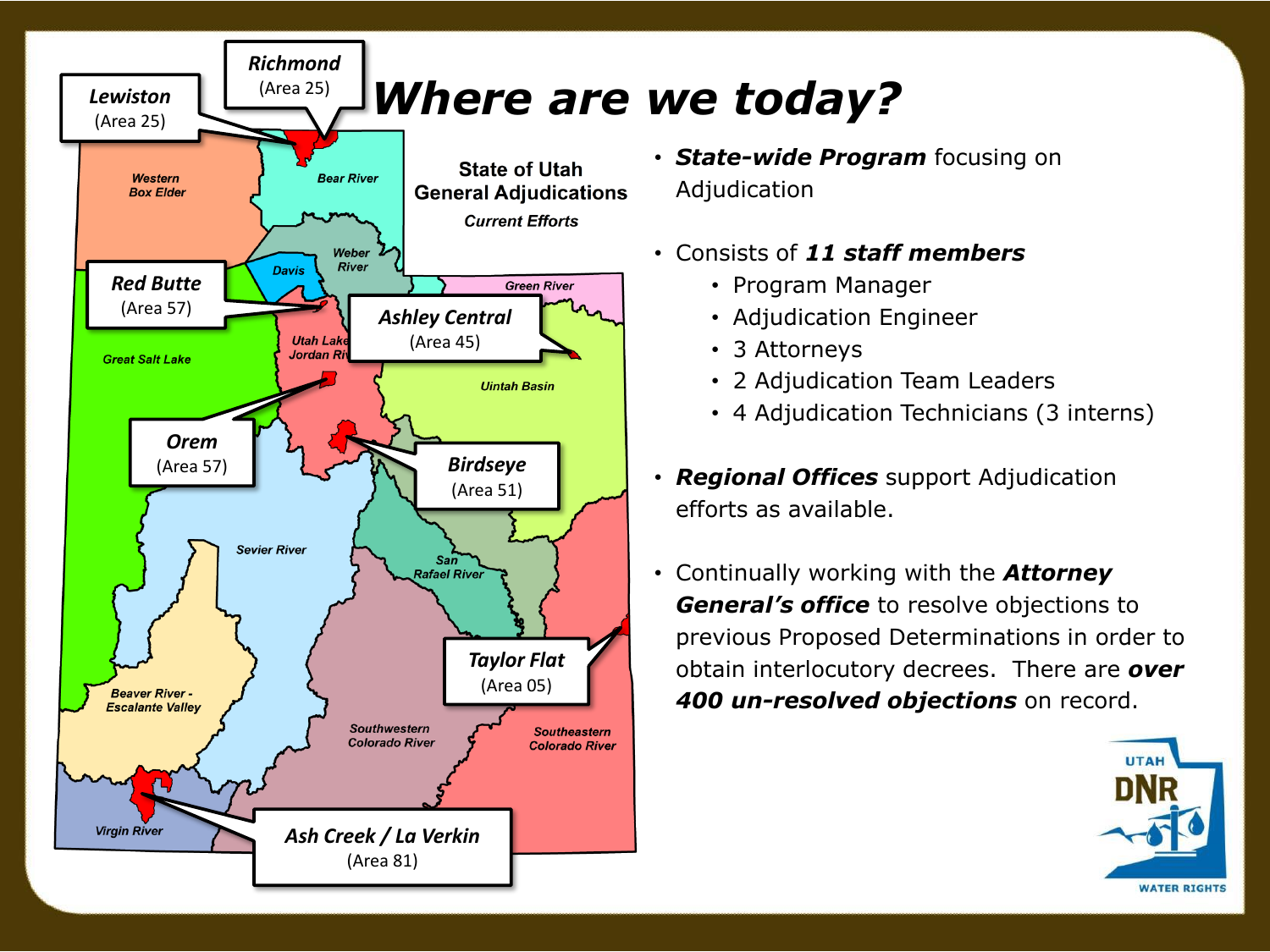# Where are we today?

**State of Utah General Adjudications**

*Current Efforts*

- **Richmond** (Area 25)
- **Lewiston** (Area 25)
- **Red Butte** (Area 57)
- **Ashley Central** (Area 45)
- **Orem** (Area 57)
- **Birdseye** (Area 51)
- **Taylor Flat** (Area 05)
- **Ash Creek / La Verkin** (Area 81)

Western Box Elder, Bear River, Weber River, Davis, Green River, Great Salt Lake, Utah Lake Jordan River, Uintah Basin, Sevier River, San Rafael River, Beaver River - Escalante Valley, Southwestern Colorado River, Southeastern Colorado River, Virgin River

- ***State-wide Program*** focusing on Adjudication
- Consists of ***11 staff members***
  - Program Manager
  - Adjudication Engineer
  - 3 Attorneys
  - 2 Adjudication Team Leaders
  - 4 Adjudication Technicians (3 interns)
- ***Regional Offices*** support Adjudication efforts as available.
- Continually working with the ***Attorney General's office*** to resolve objections to previous Proposed Determinations in order to obtain interlocutory decrees. There are ***over 400 un-resolved objections*** on record.

UTAH DNR WATER RIGHTS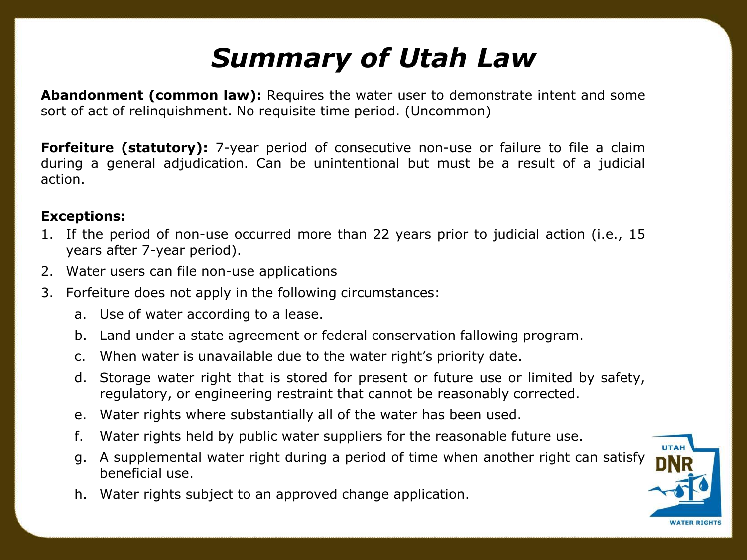# *Summary of Utah Law*

**Abandonment (common law):** Requires the water user to demonstrate intent and some sort of act of relinquishment. No requisite time period. (Uncommon)

**Forfeiture (statutory):** 7-year period of consecutive non-use or failure to file a claim during a general adjudication. Can be unintentional but must be a result of a judicial action.

**Exceptions:**

1. If the period of non-use occurred more than 22 years prior to judicial action (i.e., 15 years after 7-year period).
2. Water users can file non-use applications
3. Forfeiture does not apply in the following circumstances:
   a. Use of water according to a lease.
   b. Land under a state agreement or federal conservation fallowing program.
   c. When water is unavailable due to the water right's priority date.
   d. Storage water right that is stored for present or future use or limited by safety, regulatory, or engineering restraint that cannot be reasonably corrected.
   e. Water rights where substantially all of the water has been used.
   f. Water rights held by public water suppliers for the reasonable future use.
   g. A supplemental water right during a period of time when another right can satisfy beneficial use.
   h. Water rights subject to an approved change application.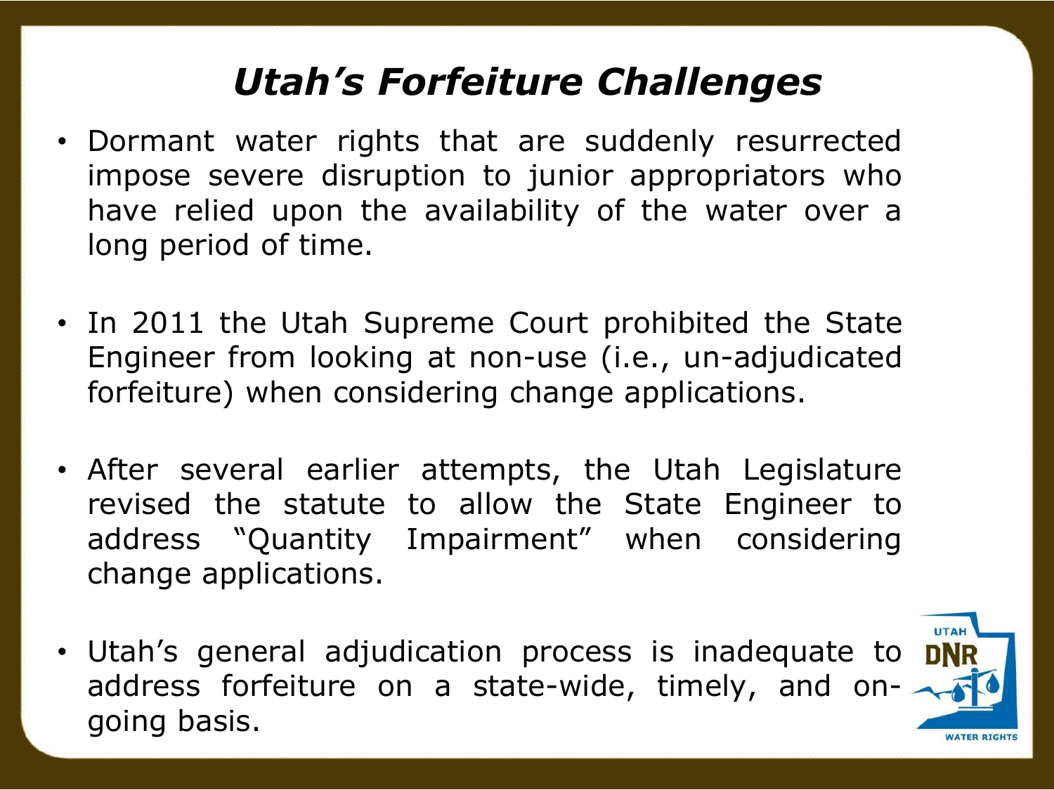# *Utah's Forfeiture Challenges*

- Dormant water rights that are suddenly resurrected impose severe disruption to junior appropriators who have relied upon the availability of the water over a long period of time.
- In 2011 the Utah Supreme Court prohibited the State Engineer from looking at non-use (i.e., un-adjudicated forfeiture) when considering change applications.
- After several earlier attempts, the Utah Legislature revised the statute to allow the State Engineer to address "Quantity Impairment" when considering change applications.
- Utah's general adjudication process is inadequate to address forfeiture on a state-wide, timely, and on-going basis.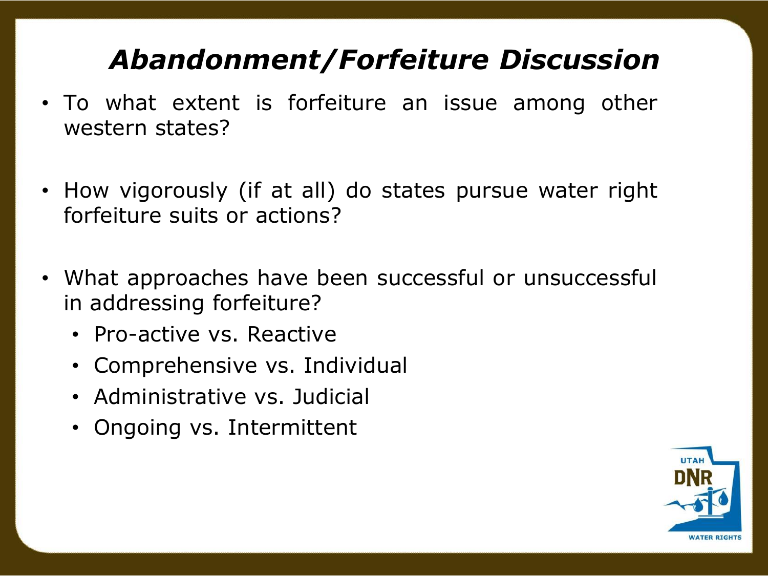# *Abandonment/Forfeiture Discussion*

- To what extent is forfeiture an issue among other western states?

- How vigorously (if at all) do states pursue water right forfeiture suits or actions?

- What approaches have been successful or unsuccessful in addressing forfeiture?
  - Pro-active vs. Reactive
  - Comprehensive vs. Individual
  - Administrative vs. Judicial
  - Ongoing vs. Intermittent